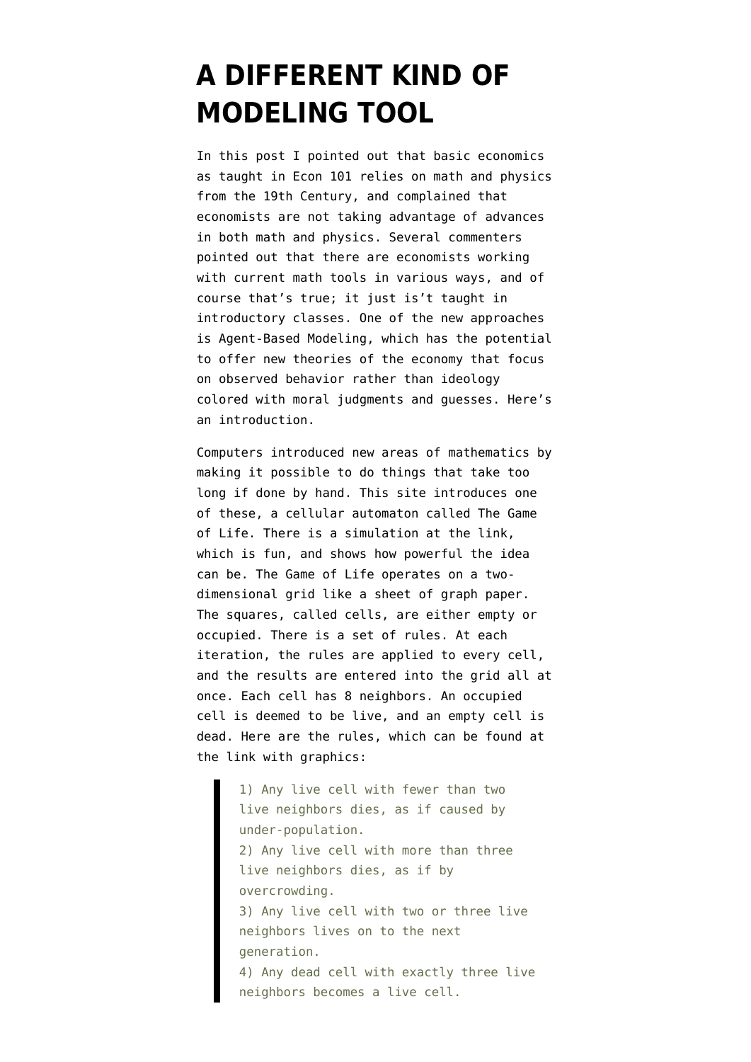# A DIFFERENT KIND OF MODELING TOOL

In this post I pointed out that basic economics as taught in Econ 101 relies on math and physics from the 19th Century, and complained that economists are not taking advantage of advances in both math and physics. Several commenters pointed out that there are economists working with current math tools in various ways, and of course that's true; it just is't taught in introductory classes. One of the new approaches is Agent-Based Modeling, which has the potential to offer new theories of the economy that focus on observed behavior rather than ideology colored with moral judgments and guesses. Here's an introduction.

Computers introduced new areas of mathematics by making it possible to do things that take too long if done by hand. This site introduces one of these, a cellular automaton called The Game of Life. There is a simulation at the link, which is fun, and shows how powerful the idea can be. The Game of Life operates on a two-dimensional grid like a sheet of graph paper. The squares, called cells, are either empty or occupied. There is a set of rules. At each iteration, the rules are applied to every cell, and the results are entered into the grid all at once. Each cell has 8 neighbors. An occupied cell is deemed to be live, and an empty cell is dead. Here are the rules, which can be found at the link with graphics:

> 1) Any live cell with fewer than two live neighbors dies, as if caused by under-population.
> 2) Any live cell with more than three live neighbors dies, as if by overcrowding.
> 3) Any live cell with two or three live neighbors lives on to the next generation.
> 4) Any dead cell with exactly three live neighbors becomes a live cell.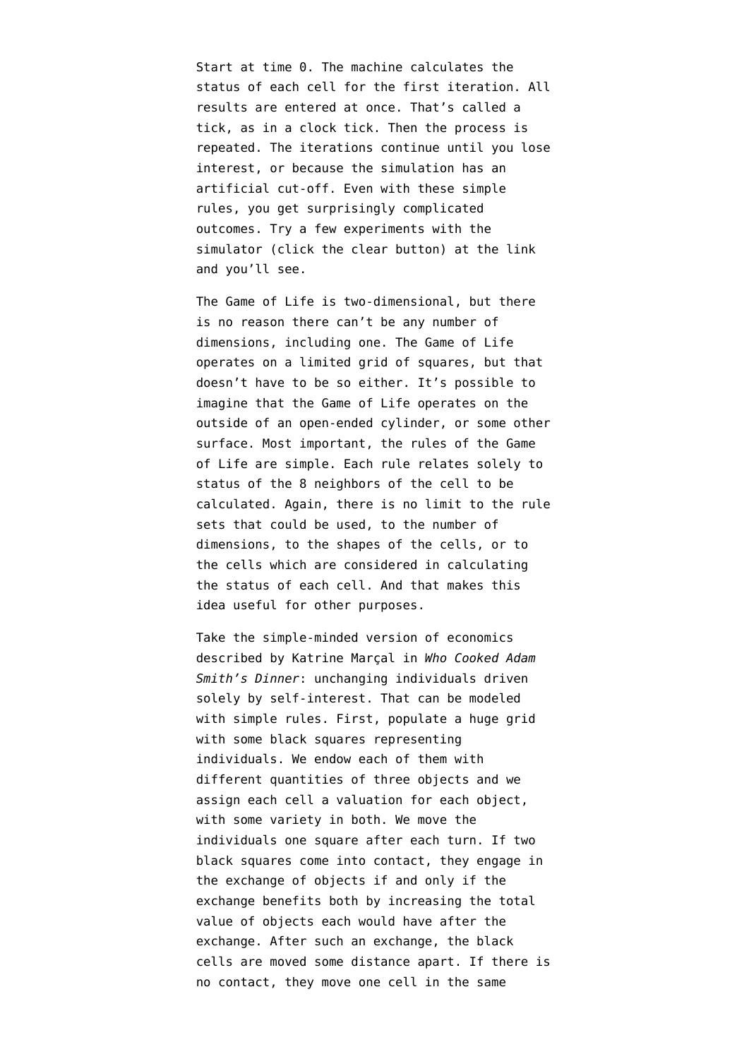Start at time 0. The machine calculates the status of each cell for the first iteration. All results are entered at once. That's called a tick, as in a clock tick. Then the process is repeated. The iterations continue until you lose interest, or because the simulation has an artificial cut-off. Even with these simple rules, you get surprisingly complicated outcomes. Try a few experiments with the simulator (click the clear button) at the link and you'll see.

The Game of Life is two-dimensional, but there is no reason there can't be any number of dimensions, including one. The Game of Life operates on a limited grid of squares, but that doesn't have to be so either. It's possible to imagine that the Game of Life operates on the outside of an open-ended cylinder, or some other surface. Most important, the rules of the Game of Life are simple. Each rule relates solely to status of the 8 neighbors of the cell to be calculated. Again, there is no limit to the rule sets that could be used, to the number of dimensions, to the shapes of the cells, or to the cells which are considered in calculating the status of each cell. And that makes this idea useful for other purposes.

Take the simple-minded version of economics described by Katrine Marçal in *Who Cooked Adam Smith's Dinner*: unchanging individuals driven solely by self-interest. That can be modeled with simple rules. First, populate a huge grid with some black squares representing individuals. We endow each of them with different quantities of three objects and we assign each cell a valuation for each object, with some variety in both. We move the individuals one square after each turn. If two black squares come into contact, they engage in the exchange of objects if and only if the exchange benefits both by increasing the total value of objects each would have after the exchange. After such an exchange, the black cells are moved some distance apart. If there is no contact, they move one cell in the same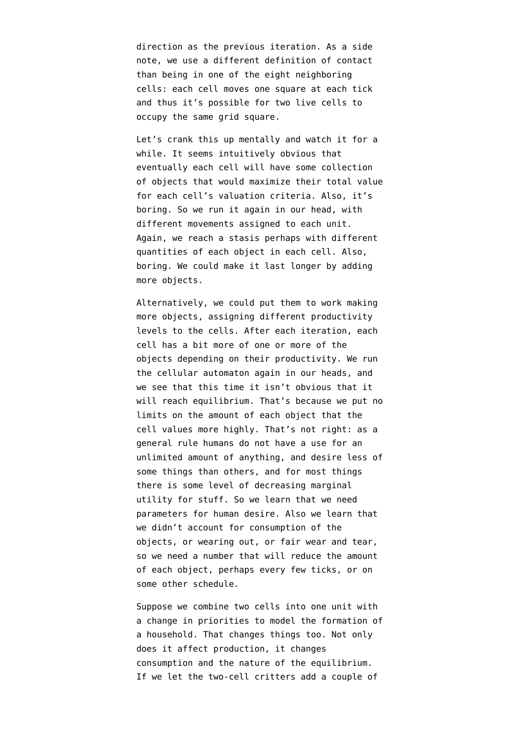direction as the previous iteration. As a side note, we use a different definition of contact than being in one of the eight neighboring cells: each cell moves one square at each tick and thus it's possible for two live cells to occupy the same grid square.

Let's crank this up mentally and watch it for a while. It seems intuitively obvious that eventually each cell will have some collection of objects that would maximize their total value for each cell's valuation criteria. Also, it's boring. So we run it again in our head, with different movements assigned to each unit. Again, we reach a stasis perhaps with different quantities of each object in each cell. Also, boring. We could make it last longer by adding more objects.

Alternatively, we could put them to work making more objects, assigning different productivity levels to the cells. After each iteration, each cell has a bit more of one or more of the objects depending on their productivity. We run the cellular automaton again in our heads, and we see that this time it isn't obvious that it will reach equilibrium. That's because we put no limits on the amount of each object that the cell values more highly. That's not right: as a general rule humans do not have a use for an unlimited amount of anything, and desire less of some things than others, and for most things there is some level of decreasing marginal utility for stuff. So we learn that we need parameters for human desire. Also we learn that we didn't account for consumption of the objects, or wearing out, or fair wear and tear, so we need a number that will reduce the amount of each object, perhaps every few ticks, or on some other schedule.

Suppose we combine two cells into one unit with a change in priorities to model the formation of a household. That changes things too. Not only does it affect production, it changes consumption and the nature of the equilibrium. If we let the two-cell critters add a couple of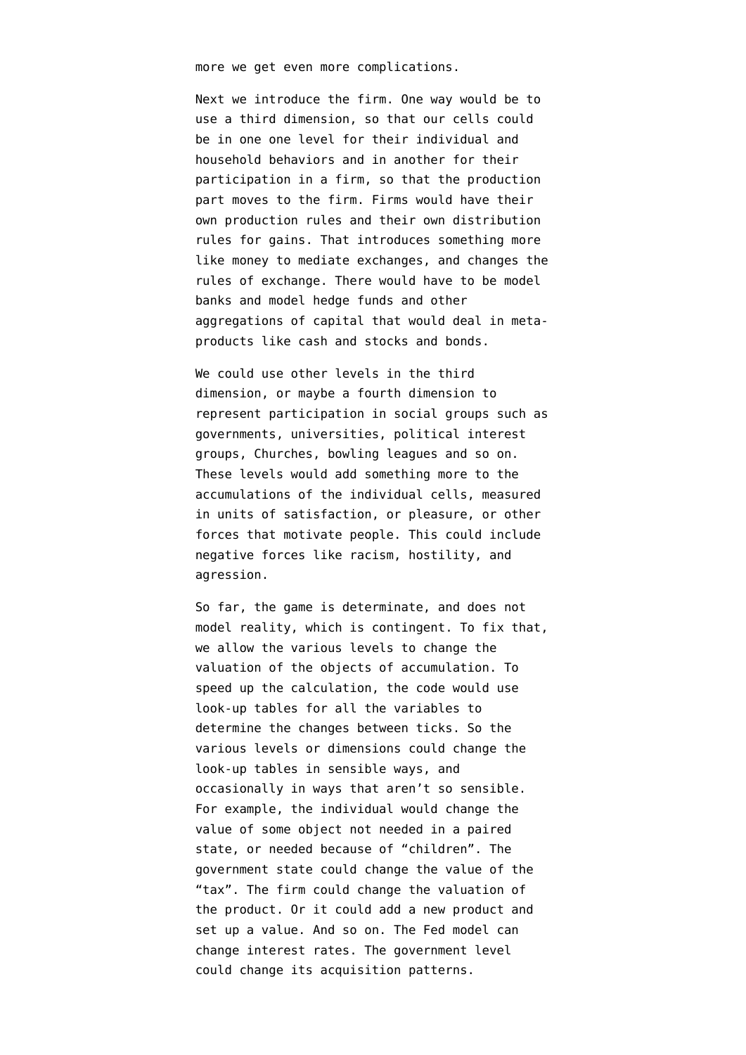more we get even more complications.

Next we introduce the firm. One way would be to use a third dimension, so that our cells could be in one one level for their individual and household behaviors and in another for their participation in a firm, so that the production part moves to the firm. Firms would have their own production rules and their own distribution rules for gains. That introduces something more like money to mediate exchanges, and changes the rules of exchange. There would have to be model banks and model hedge funds and other aggregations of capital that would deal in meta-products like cash and stocks and bonds.

We could use other levels in the third dimension, or maybe a fourth dimension to represent participation in social groups such as governments, universities, political interest groups, Churches, bowling leagues and so on. These levels would add something more to the accumulations of the individual cells, measured in units of satisfaction, or pleasure, or other forces that motivate people. This could include negative forces like racism, hostility, and agression.

So far, the game is determinate, and does not model reality, which is contingent. To fix that, we allow the various levels to change the valuation of the objects of accumulation. To speed up the calculation, the code would use look-up tables for all the variables to determine the changes between ticks. So the various levels or dimensions could change the look-up tables in sensible ways, and occasionally in ways that aren't so sensible. For example, the individual would change the value of some object not needed in a paired state, or needed because of "children". The government state could change the value of the "tax". The firm could change the valuation of the product. Or it could add a new product and set up a value. And so on. The Fed model can change interest rates. The government level could change its acquisition patterns.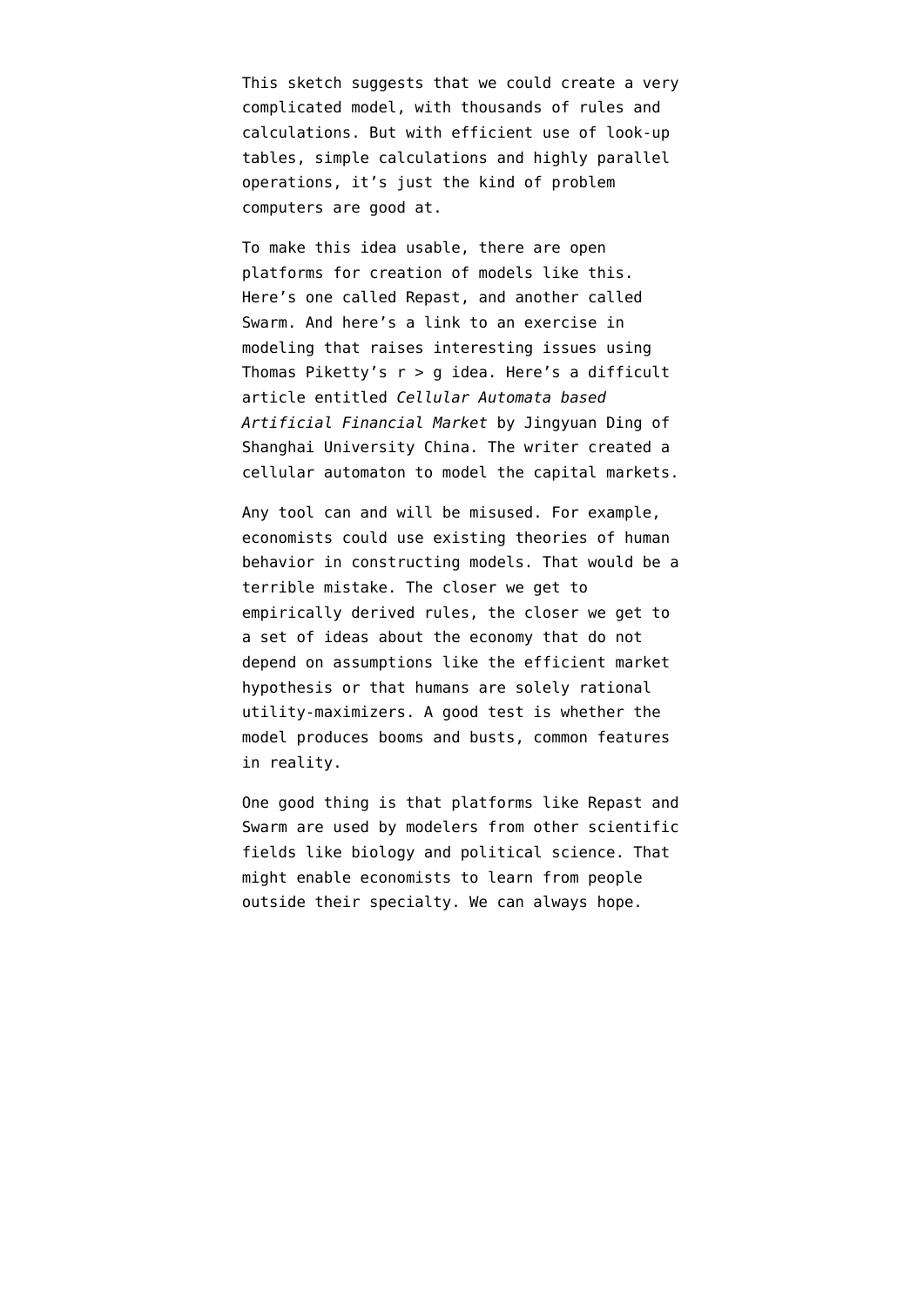This sketch suggests that we could create a very complicated model, with thousands of rules and calculations. But with efficient use of look-up tables, simple calculations and highly parallel operations, it's just the kind of problem computers are good at.

To make this idea usable, there are open platforms for creation of models like this. Here's one called Repast, and another called Swarm. And here's a link to an exercise in modeling that raises interesting issues using Thomas Piketty's $r > g$ idea. Here's a difficult article entitled *Cellular Automata based Artificial Financial Market* by Jingyuan Ding of Shanghai University China. The writer created a cellular automaton to model the capital markets.

Any tool can and will be misused. For example, economists could use existing theories of human behavior in constructing models. That would be a terrible mistake. The closer we get to empirically derived rules, the closer we get to a set of ideas about the economy that do not depend on assumptions like the efficient market hypothesis or that humans are solely rational utility-maximizers. A good test is whether the model produces booms and busts, common features in reality.

One good thing is that platforms like Repast and Swarm are used by modelers from other scientific fields like biology and political science. That might enable economists to learn from people outside their specialty. We can always hope.